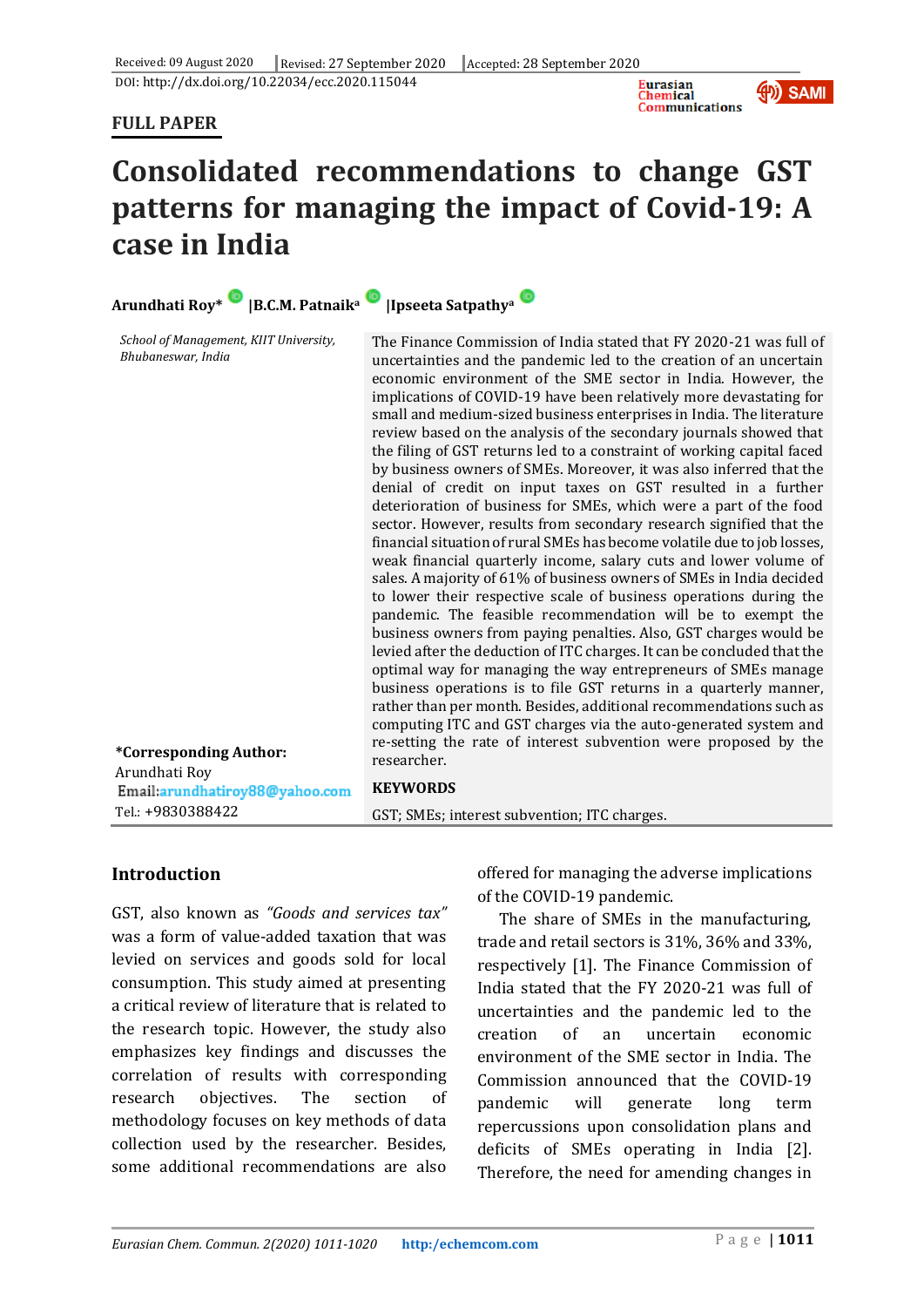Received: 09 August 2020 | Revised: 27 September 2020 | Accepted: 28 September 2020

DOI: http://dx.doi.org/10.22034/ecc.2020.115044

**FULL PAPER**

# Consolidated recommendations to change GST patterns for managing the impact of Covid-19: A case in India

**Arundhati Roy*** | **B.C.M. Patnaik**[a] | **Ipseeta Satpathy**[a]

*School of Management, KIIT University, Bhubaneswar, India*

**\*Corresponding Author:**
Arundhati Roy
**Email:** arundhatiroy88@yahoo.com
Tel.: +9830388422

The Finance Commission of India stated that FY 2020-21 was full of uncertainties and the pandemic led to the creation of an uncertain economic environment of the SME sector in India. However, the implications of COVID-19 have been relatively more devastating for small and medium-sized business enterprises in India. The literature review based on the analysis of the secondary journals showed that the filing of GST returns led to a constraint of working capital faced by business owners of SMEs. Moreover, it was also inferred that the denial of credit on input taxes on GST resulted in a further deterioration of business for SMEs, which were a part of the food sector. However, results from secondary research signified that the financial situation of rural SMEs has become volatile due to job losses, weak financial quarterly income, salary cuts and lower volume of sales. A majority of 61% of business owners of SMEs in India decided to lower their respective scale of business operations during the pandemic. The feasible recommendation will be to exempt the business owners from paying penalties. Also, GST charges would be levied after the deduction of ITC charges. It can be concluded that the optimal way for managing the way entrepreneurs of SMEs manage business operations is to file GST returns in a quarterly manner, rather than per month. Besides, additional recommendations such as computing ITC and GST charges via the auto-generated system and re-setting the rate of interest subvention were proposed by the researcher.

**KEYWORDS**

GST; SMEs; interest subvention; ITC charges.

## Introduction

GST, also known as *"Goods and services tax"* was a form of value-added taxation that was levied on services and goods sold for local consumption. This study aimed at presenting a critical review of literature that is related to the research topic. However, the study also emphasizes key findings and discusses the correlation of results with corresponding research objectives. The section of methodology focuses on key methods of data collection used by the researcher. Besides, some additional recommendations are also offered for managing the adverse implications of the COVID-19 pandemic.

The share of SMEs in the manufacturing, trade and retail sectors is 31%, 36% and 33%, respectively [1]. The Finance Commission of India stated that the FY 2020-21 was full of uncertainties and the pandemic led to the creation of an uncertain economic environment of the SME sector in India. The Commission announced that the COVID-19 pandemic will generate long term repercussions upon consolidation plans and deficits of SMEs operating in India [2]. Therefore, the need for amending changes in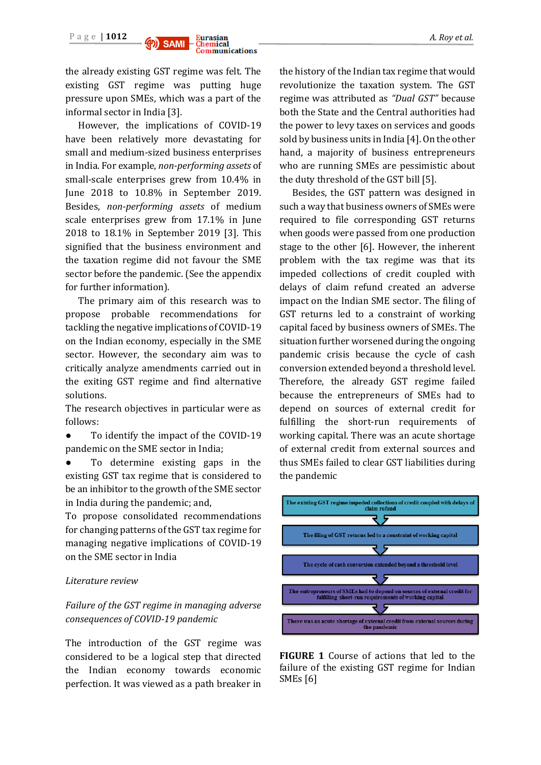the already existing GST regime was felt. The existing GST regime was putting huge pressure upon SMEs, which was a part of the informal sector in India [3].

However, the implications of COVID-19 have been relatively more devastating for small and medium-sized business enterprises in India. For example, *non-performing assets* of small-scale enterprises grew from 10.4% in June 2018 to 10.8% in September 2019. Besides, *non-performing assets* of medium scale enterprises grew from 17.1% in June 2018 to 18.1% in September 2019 [3]. This signified that the business environment and the taxation regime did not favour the SME sector before the pandemic. (See the appendix for further information).

The primary aim of this research was to propose probable recommendations for tackling the negative implications of COVID-19 on the Indian economy, especially in the SME sector. However, the secondary aim was to critically analyze amendments carried out in the exiting GST regime and find alternative solutions.

The research objectives in particular were as follows:

- To identify the impact of the COVID-19 pandemic on the SME sector in India;
- To determine existing gaps in the existing GST tax regime that is considered to be an inhibitor to the growth of the SME sector in India during the pandemic; and,

To propose consolidated recommendations for changing patterns of the GST tax regime for managing negative implications of COVID-19 on the SME sector in India

*Literature review*

*Failure of the GST regime in managing adverse consequences of COVID-19 pandemic*

The introduction of the GST regime was considered to be a logical step that directed the Indian economy towards economic perfection. It was viewed as a path breaker in the history of the Indian tax regime that would revolutionize the taxation system. The GST regime was attributed as *"Dual GST"* because both the State and the Central authorities had the power to levy taxes on services and goods sold by business units in India [4]. On the other hand, a majority of business entrepreneurs who are running SMEs are pessimistic about the duty threshold of the GST bill [5].

Besides, the GST pattern was designed in such a way that business owners of SMEs were required to file corresponding GST returns when goods were passed from one production stage to the other [6]. However, the inherent problem with the tax regime was that its impeded collections of credit coupled with delays of claim refund created an adverse impact on the Indian SME sector. The filing of GST returns led to a constraint of working capital faced by business owners of SMEs. The situation further worsened during the ongoing pandemic crisis because the cycle of cash conversion extended beyond a threshold level. Therefore, the already GST regime failed because the entrepreneurs of SMEs had to depend on sources of external credit for fulfilling the short-run requirements of working capital. There was an acute shortage of external credit from external sources and thus SMEs failed to clear GST liabilities during the pandemic

The existing GST regime impeded collections of credit coupled with delays of claim refund
↓
The filing of GST returns led to a constraint of working capital
↓
The cycle of cash conversion extended beyond a threshold level
↓
The entrepreneurs of SMEs had to depend on sources of external credit for fulfilling short-run requirements of working capital
↓
There was an acute shortage of external credit from external sources during the pandemic

**FIGURE 1** Course of actions that led to the failure of the existing GST regime for Indian SMEs [6]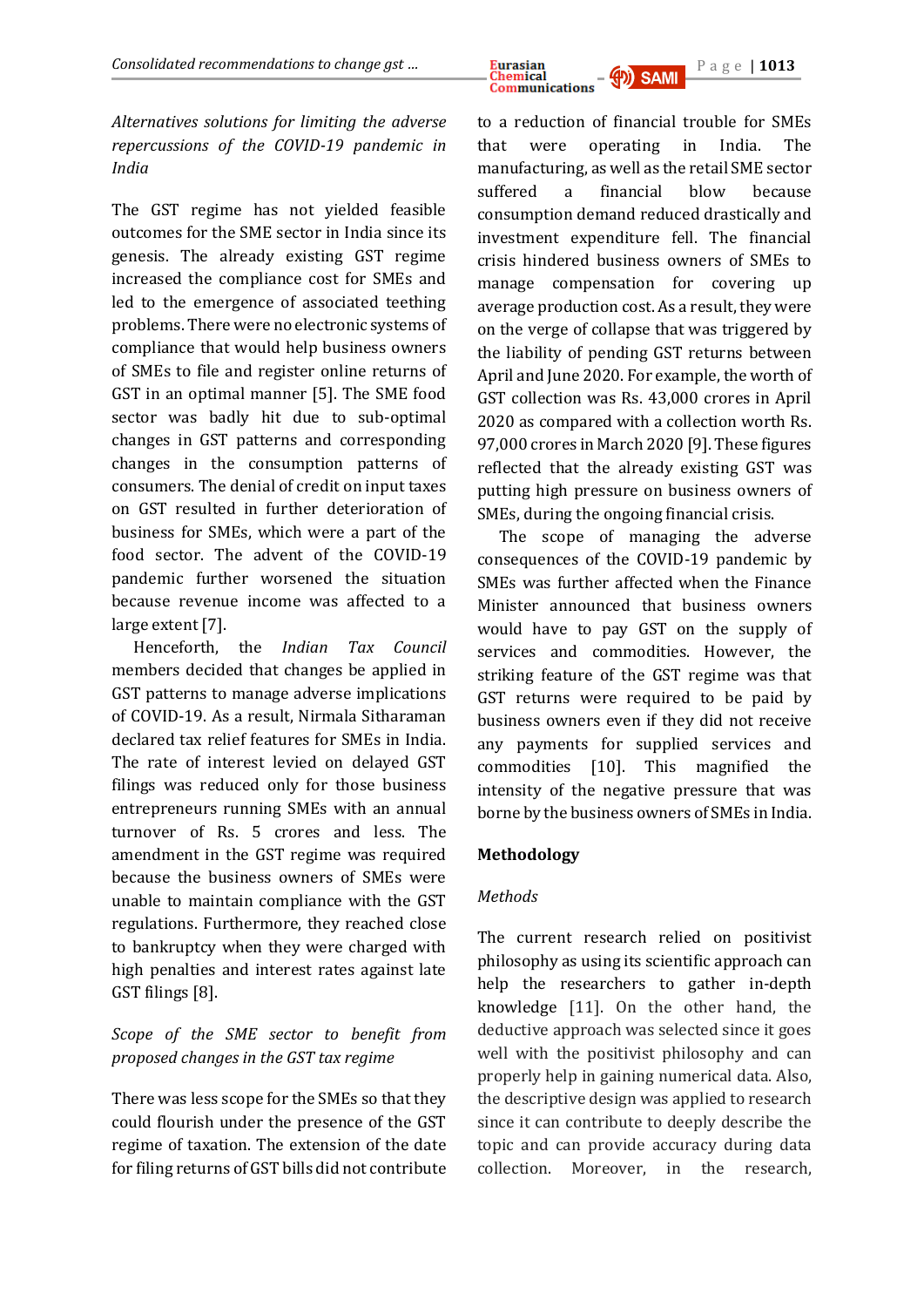*Alternatives solutions for limiting the adverse repercussions of the COVID-19 pandemic in India*

The GST regime has not yielded feasible outcomes for the SME sector in India since its genesis. The already existing GST regime increased the compliance cost for SMEs and led to the emergence of associated teething problems. There were no electronic systems of compliance that would help business owners of SMEs to file and register online returns of GST in an optimal manner [5]. The SME food sector was badly hit due to sub-optimal changes in GST patterns and corresponding changes in the consumption patterns of consumers. The denial of credit on input taxes on GST resulted in further deterioration of business for SMEs, which were a part of the food sector. The advent of the COVID-19 pandemic further worsened the situation because revenue income was affected to a large extent [7].

Henceforth, the *Indian Tax Council* members decided that changes be applied in GST patterns to manage adverse implications of COVID-19. As a result, Nirmala Sitharaman declared tax relief features for SMEs in India. The rate of interest levied on delayed GST filings was reduced only for those business entrepreneurs running SMEs with an annual turnover of Rs. 5 crores and less. The amendment in the GST regime was required because the business owners of SMEs were unable to maintain compliance with the GST regulations. Furthermore, they reached close to bankruptcy when they were charged with high penalties and interest rates against late GST filings [8].

*Scope of the SME sector to benefit from proposed changes in the GST tax regime*

There was less scope for the SMEs so that they could flourish under the presence of the GST regime of taxation. The extension of the date for filing returns of GST bills did not contribute to a reduction of financial trouble for SMEs that were operating in India. The manufacturing, as well as the retail SME sector suffered a financial blow because consumption demand reduced drastically and investment expenditure fell. The financial crisis hindered business owners of SMEs to manage compensation for covering up average production cost. As a result, they were on the verge of collapse that was triggered by the liability of pending GST returns between April and June 2020. For example, the worth of GST collection was Rs. 43,000 crores in April 2020 as compared with a collection worth Rs. 97,000 crores in March 2020 [9]. These figures reflected that the already existing GST was putting high pressure on business owners of SMEs, during the ongoing financial crisis.

The scope of managing the adverse consequences of the COVID-19 pandemic by SMEs was further affected when the Finance Minister announced that business owners would have to pay GST on the supply of services and commodities. However, the striking feature of the GST regime was that GST returns were required to be paid by business owners even if they did not receive any payments for supplied services and commodities [10]. This magnified the intensity of the negative pressure that was borne by the business owners of SMEs in India.

## Methodology

*Methods*

The current research relied on positivist philosophy as using its scientific approach can help the researchers to gather in-depth knowledge [11]. On the other hand, the deductive approach was selected since it goes well with the positivist philosophy and can properly help in gaining numerical data. Also, the descriptive design was applied to research since it can contribute to deeply describe the topic and can provide accuracy during data collection. Moreover, in the research,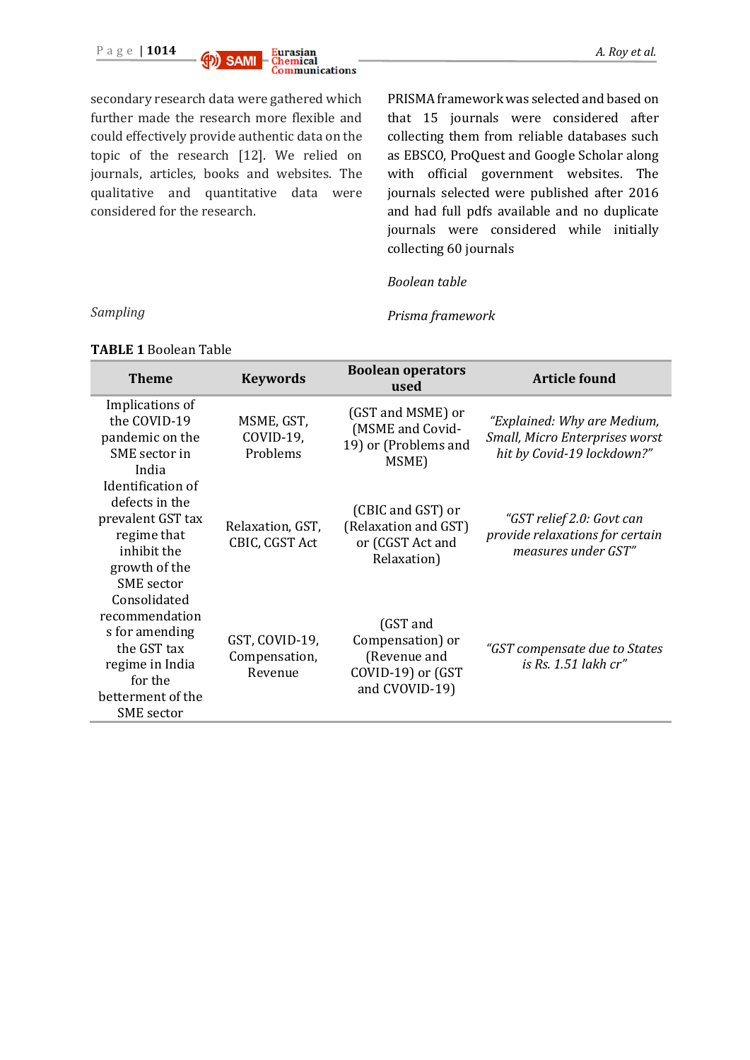secondary research data were gathered which further made the research more flexible and could effectively provide authentic data on the topic of the research [12]. We relied on journals, articles, books and websites. The qualitative and quantitative data were considered for the research.

*Sampling*

PRISMA framework was selected and based on that 15 journals were considered after collecting them from reliable databases such as EBSCO, ProQuest and Google Scholar along with official government websites. The journals selected were published after 2016 and had full pdfs available and no duplicate journals were considered while initially collecting 60 journals

*Boolean table*

*Prisma framework*

**TABLE 1** Boolean Table

| Theme | Keywords | Boolean operators used | Article found |
|---|---|---|---|
| Implications of the COVID-19 pandemic on the SME sector in India | MSME, GST, COVID-19, Problems | (GST and MSME) or (MSME and Covid-19) or (Problems and MSME) | *"Explained: Why are Medium, Small, Micro Enterprises worst hit by Covid-19 lockdown?"* |
| Identification of defects in the prevalent GST tax regime that inhibit the growth of the SME sector | Relaxation, GST, CBIC, CGST Act | (CBIC and GST) or (Relaxation and GST) or (CGST Act and Relaxation) | *"GST relief 2.0: Govt can provide relaxations for certain measures under GST"* |
| Consolidated recommendations for amending the GST tax regime in India for the betterment of the SME sector | GST, COVID-19, Compensation, Revenue | (GST and Compensation) or (Revenue and COVID-19) or (GST and CVOVID-19) | *"GST compensate due to States is Rs. 1.51 lakh cr"* |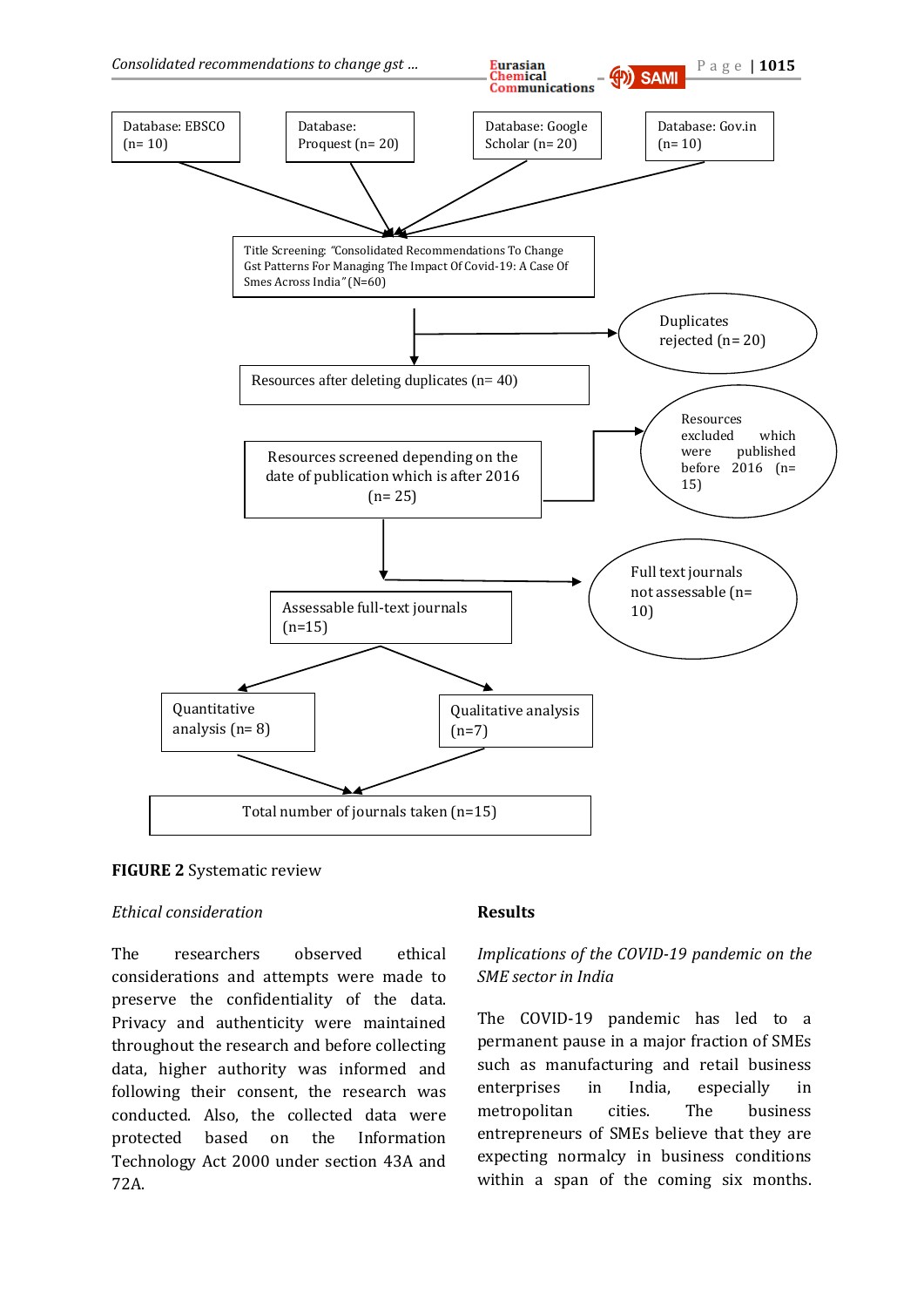Database: EBSCO (n= 10)

Database: Proquest (n= 20)

Database: Google Scholar (n= 20)

Database: Gov.in (n= 10)

Title Screening: "Consolidated Recommendations To Change Gst Patterns For Managing The Impact Of Covid-19: A Case Of Smes Across India" (N=60)

Duplicates rejected (n= 20)

Resources after deleting duplicates (n= 40)

Resources excluded which were published before 2016 (n= 15)

Resources screened depending on the date of publication which is after 2016 (n= 25)

Full text journals not assessable (n= 10)

Assessable full-text journals (n=15)

Quantitative analysis (n= 8)

Qualitative analysis (n=7)

Total number of journals taken (n=15)

**FIGURE 2** Systematic review

*Ethical consideration*

The researchers observed ethical considerations and attempts were made to preserve the confidentiality of the data. Privacy and authenticity were maintained throughout the research and before collecting data, higher authority was informed and following their consent, the research was conducted. Also, the collected data were protected based on the Information Technology Act 2000 under section 43A and 72A.

## Results

*Implications of the COVID-19 pandemic on the SME sector in India*

The COVID-19 pandemic has led to a permanent pause in a major fraction of SMEs such as manufacturing and retail business enterprises in India, especially in metropolitan cities. The business entrepreneurs of SMEs believe that they are expecting normalcy in business conditions within a span of the coming six months.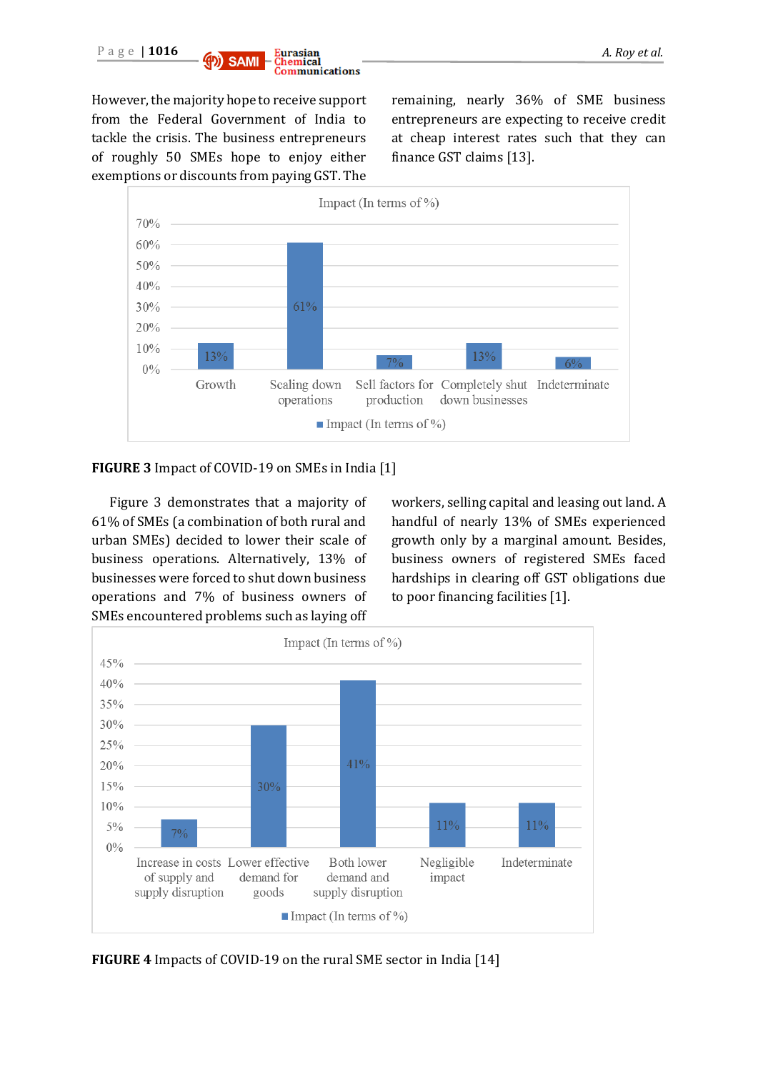However, the majority hope to receive support from the Federal Government of India to tackle the crisis. The business entrepreneurs of roughly 50 SMEs hope to enjoy either exemptions or discounts from paying GST. The remaining, nearly 36% of SME business entrepreneurs are expecting to receive credit at cheap interest rates such that they can finance GST claims [13].

**FIGURE 3** Impact of COVID-19 on SMEs in India [1]

Figure 3 demonstrates that a majority of 61% of SMEs (a combination of both rural and urban SMEs) decided to lower their scale of business operations. Alternatively, 13% of businesses were forced to shut down business operations and 7% of business owners of SMEs encountered problems such as laying off workers, selling capital and leasing out land. A handful of nearly 13% of SMEs experienced growth only by a marginal amount. Besides, business owners of registered SMEs faced hardships in clearing off GST obligations due to poor financing facilities [1].

**FIGURE 4** Impacts of COVID-19 on the rural SME sector in India [14]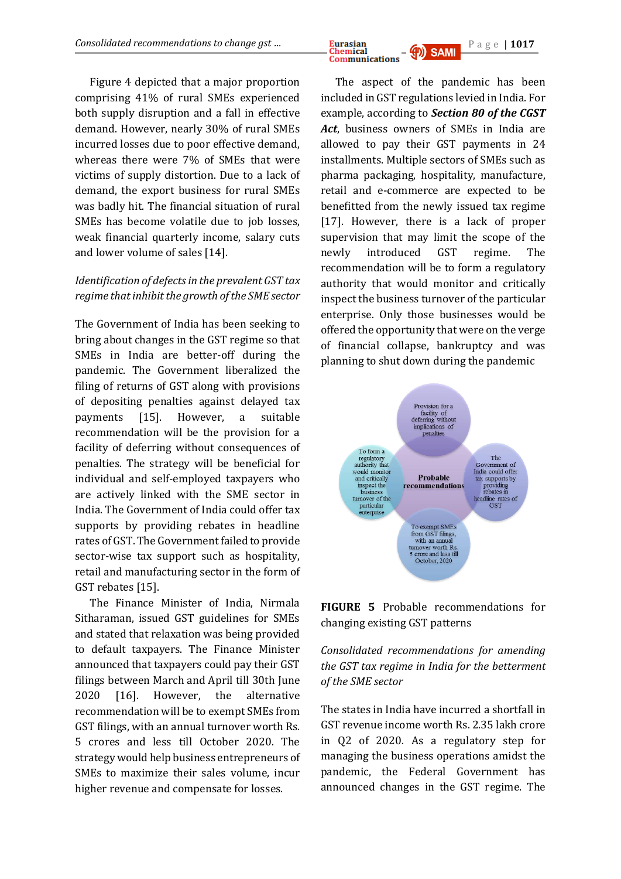Figure 4 depicted that a major proportion comprising 41% of rural SMEs experienced both supply disruption and a fall in effective demand. However, nearly 30% of rural SMEs incurred losses due to poor effective demand, whereas there were 7% of SMEs that were victims of supply distortion. Due to a lack of demand, the export business for rural SMEs was badly hit. The financial situation of rural SMEs has become volatile due to job losses, weak financial quarterly income, salary cuts and lower volume of sales [14].

*Identification of defects in the prevalent GST tax regime that inhibit the growth of the SME sector*

The Government of India has been seeking to bring about changes in the GST regime so that SMEs in India are better-off during the pandemic. The Government liberalized the filing of returns of GST along with provisions of depositing penalties against delayed tax payments [15]. However, a suitable recommendation will be the provision for a facility of deferring without consequences of penalties. The strategy will be beneficial for individual and self-employed taxpayers who are actively linked with the SME sector in India. The Government of India could offer tax supports by providing rebates in headline rates of GST. The Government failed to provide sector-wise tax support such as hospitality, retail and manufacturing sector in the form of GST rebates [15].

The Finance Minister of India, Nirmala Sitharaman, issued GST guidelines for SMEs and stated that relaxation was being provided to default taxpayers. The Finance Minister announced that taxpayers could pay their GST filings between March and April till 30th June 2020 [16]. However, the alternative recommendation will be to exempt SMEs from GST filings, with an annual turnover worth Rs. 5 crores and less till October 2020. The strategy would help business entrepreneurs of SMEs to maximize their sales volume, incur higher revenue and compensate for losses.

The aspect of the pandemic has been included in GST regulations levied in India. For example, according to ***Section 80 of the CGST Act***, business owners of SMEs in India are allowed to pay their GST payments in 24 installments. Multiple sectors of SMEs such as pharma packaging, hospitality, manufacture, retail and e-commerce are expected to be benefitted from the newly issued tax regime [17]. However, there is a lack of proper supervision that may limit the scope of the newly introduced GST regime. The recommendation will be to form a regulatory authority that would monitor and critically inspect the business turnover of the particular enterprise. Only those businesses would be offered the opportunity that were on the verge of financial collapse, bankruptcy and was planning to shut down during the pandemic

Probable recommendations:
- Provision for a facility of deferring without implications of penalties
- The Government of India could offer tax supports by providing rebates in headline rates of GST
- To exempt SMEs from GST filings, with an annual turnover worth Rs. 5 crore and less till October, 2020
- To form a regulatory authority that would monitor and critically inspect the business turnover of the particular enterprise

**FIGURE 5** Probable recommendations for changing existing GST patterns

*Consolidated recommendations for amending the GST tax regime in India for the betterment of the SME sector*

The states in India have incurred a shortfall in GST revenue income worth Rs. 2.35 lakh crore in Q2 of 2020. As a regulatory step for managing the business operations amidst the pandemic, the Federal Government has announced changes in the GST regime. The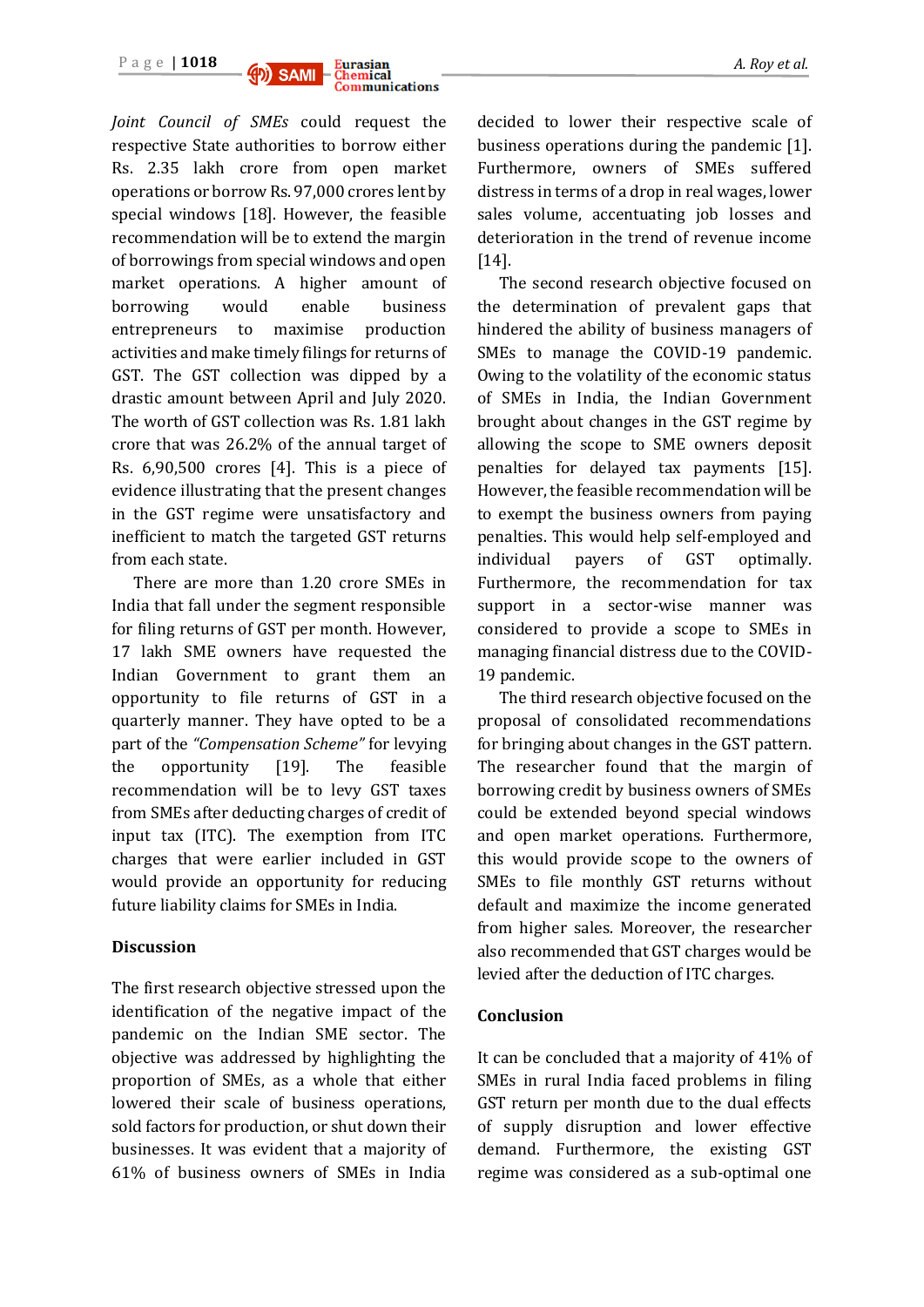*Joint Council of SMEs* could request the respective State authorities to borrow either Rs. 2.35 lakh crore from open market operations or borrow Rs. 97,000 crores lent by special windows [18]. However, the feasible recommendation will be to extend the margin of borrowings from special windows and open market operations. A higher amount of borrowing would enable business entrepreneurs to maximise production activities and make timely filings for returns of GST. The GST collection was dipped by a drastic amount between April and July 2020. The worth of GST collection was Rs. 1.81 lakh crore that was 26.2% of the annual target of Rs. 6,90,500 crores [4]. This is a piece of evidence illustrating that the present changes in the GST regime were unsatisfactory and inefficient to match the targeted GST returns from each state.

There are more than 1.20 crore SMEs in India that fall under the segment responsible for filing returns of GST per month. However, 17 lakh SME owners have requested the Indian Government to grant them an opportunity to file returns of GST in a quarterly manner. They have opted to be a part of the *"Compensation Scheme"* for levying the opportunity [19]. The feasible recommendation will be to levy GST taxes from SMEs after deducting charges of credit of input tax (ITC). The exemption from ITC charges that were earlier included in GST would provide an opportunity for reducing future liability claims for SMEs in India.

## Discussion

The first research objective stressed upon the identification of the negative impact of the pandemic on the Indian SME sector. The objective was addressed by highlighting the proportion of SMEs, as a whole that either lowered their scale of business operations, sold factors for production, or shut down their businesses. It was evident that a majority of 61% of business owners of SMEs in India decided to lower their respective scale of business operations during the pandemic [1]. Furthermore, owners of SMEs suffered distress in terms of a drop in real wages, lower sales volume, accentuating job losses and deterioration in the trend of revenue income [14].

The second research objective focused on the determination of prevalent gaps that hindered the ability of business managers of SMEs to manage the COVID-19 pandemic. Owing to the volatility of the economic status of SMEs in India, the Indian Government brought about changes in the GST regime by allowing the scope to SME owners deposit penalties for delayed tax payments [15]. However, the feasible recommendation will be to exempt the business owners from paying penalties. This would help self-employed and individual payers of GST optimally. Furthermore, the recommendation for tax support in a sector-wise manner was considered to provide a scope to SMEs in managing financial distress due to the COVID-19 pandemic.

The third research objective focused on the proposal of consolidated recommendations for bringing about changes in the GST pattern. The researcher found that the margin of borrowing credit by business owners of SMEs could be extended beyond special windows and open market operations. Furthermore, this would provide scope to the owners of SMEs to file monthly GST returns without default and maximize the income generated from higher sales. Moreover, the researcher also recommended that GST charges would be levied after the deduction of ITC charges.

## Conclusion

It can be concluded that a majority of 41% of SMEs in rural India faced problems in filing GST return per month due to the dual effects of supply disruption and lower effective demand. Furthermore, the existing GST regime was considered as a sub-optimal one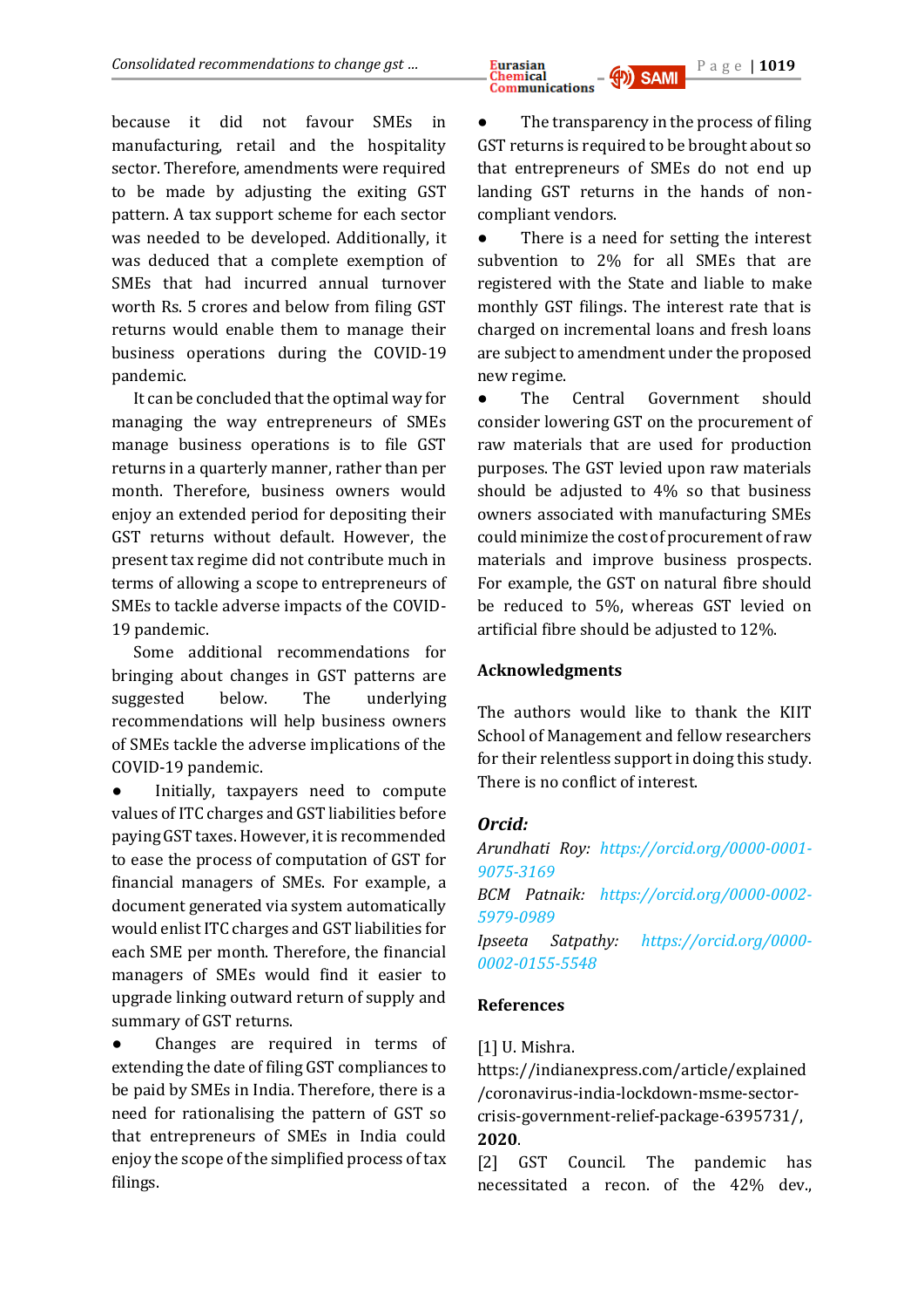because it did not favour SMEs in manufacturing, retail and the hospitality sector. Therefore, amendments were required to be made by adjusting the exiting GST pattern. A tax support scheme for each sector was needed to be developed. Additionally, it was deduced that a complete exemption of SMEs that had incurred annual turnover worth Rs. 5 crores and below from filing GST returns would enable them to manage their business operations during the COVID-19 pandemic.

It can be concluded that the optimal way for managing the way entrepreneurs of SMEs manage business operations is to file GST returns in a quarterly manner, rather than per month. Therefore, business owners would enjoy an extended period for depositing their GST returns without default. However, the present tax regime did not contribute much in terms of allowing a scope to entrepreneurs of SMEs to tackle adverse impacts of the COVID-19 pandemic.

Some additional recommendations for bringing about changes in GST patterns are suggested below. The underlying recommendations will help business owners of SMEs tackle the adverse implications of the COVID-19 pandemic.

- Initially, taxpayers need to compute values of ITC charges and GST liabilities before paying GST taxes. However, it is recommended to ease the process of computation of GST for financial managers of SMEs. For example, a document generated via system automatically would enlist ITC charges and GST liabilities for each SME per month. Therefore, the financial managers of SMEs would find it easier to upgrade linking outward return of supply and summary of GST returns.
- Changes are required in terms of extending the date of filing GST compliances to be paid by SMEs in India. Therefore, there is a need for rationalising the pattern of GST so that entrepreneurs of SMEs in India could enjoy the scope of the simplified process of tax filings.
- The transparency in the process of filing GST returns is required to be brought about so that entrepreneurs of SMEs do not end up landing GST returns in the hands of non-compliant vendors.
- There is a need for setting the interest subvention to 2% for all SMEs that are registered with the State and liable to make monthly GST filings. The interest rate that is charged on incremental loans and fresh loans are subject to amendment under the proposed new regime.
- The Central Government should consider lowering GST on the procurement of raw materials that are used for production purposes. The GST levied upon raw materials should be adjusted to 4% so that business owners associated with manufacturing SMEs could minimize the cost of procurement of raw materials and improve business prospects. For example, the GST on natural fibre should be reduced to 5%, whereas GST levied on artificial fibre should be adjusted to 12%.

## Acknowledgments

The authors would like to thank the KIIT School of Management and fellow researchers for their relentless support in doing this study. There is no conflict of interest.

## *Orcid:*

*Arundhati Roy:* *https://orcid.org/0000-0001-9075-3169*

*BCM Patnaik:* *https://orcid.org/0000-0002-5979-0989*

*Ipseeta Satpathy:* *https://orcid.org/0000-0002-0155-5548*

## References

[1] U. Mishra. https://indianexpress.com/article/explained/coronavirus-india-lockdown-msme-sector-crisis-government-relief-package-6395731/, **2020**.

[2] GST Council. The pandemic has necessitated a recon. of the 42% dev.,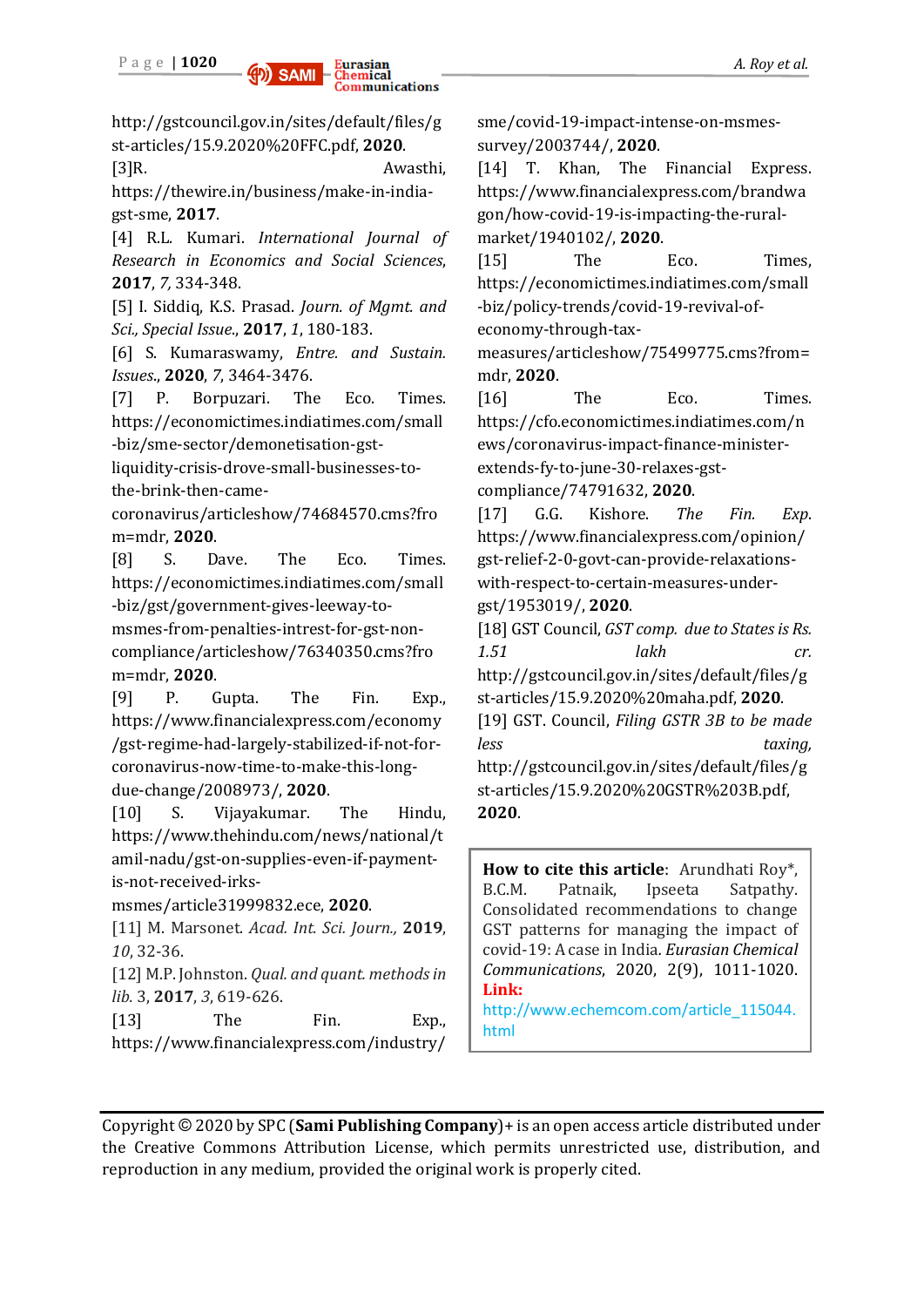http://gstcouncil.gov.in/sites/default/files/gst-articles/15.9.2020%20FFC.pdf, **2020**.

[3]R. Awasthi, https://thewire.in/business/make-in-india-gst-sme, **2017**.

[4] R.L. Kumari. *International Journal of Research in Economics and Social Sciences*, **2017**, *7*, 334-348.

[5] I. Siddiq, K.S. Prasad. *Journ. of Mgmt. and Sci., Special Issue.*, **2017**, *1*, 180-183.

[6] S. Kumaraswamy, *Entre. and Sustain. Issues.*, **2020**, *7*, 3464-3476.

[7] P. Borpuzari. The Eco. Times. https://economictimes.indiatimes.com/small-biz/sme-sector/demonetisation-gst-liquidity-crisis-drove-small-businesses-to-the-brink-then-came-coronavirus/articleshow/74684570.cms?from=mdr, **2020**.

[8] S. Dave. The Eco. Times. https://economictimes.indiatimes.com/small-biz/gst/government-gives-leeway-to-msmes-from-penalties-intrest-for-gst-non-compliance/articleshow/76340350.cms?from=mdr, **2020**.

[9] P. Gupta. The Fin. Exp., https://www.financialexpress.com/economy/gst-regime-had-largely-stabilized-if-not-for-coronavirus-now-time-to-make-this-long-due-change/2008973/, **2020**.

[10] S. Vijayakumar. The Hindu, https://www.thehindu.com/news/national/tamil-nadu/gst-on-supplies-even-if-payment-is-not-received-irks-msmes/article31999832.ece, **2020**.

[11] M. Marsonet. *Acad. Int. Sci. Journ.,* **2019**, *10*, 32-36.

[12] M.P. Johnston. *Qual. and quant. methods in lib.* 3, **2017**, *3*, 619-626.

[13] The Fin. Exp., https://www.financialexpress.com/industry/sme/covid-19-impact-intense-on-msmes-survey/2003744/, **2020**.

[14] T. Khan, The Financial Express. https://www.financialexpress.com/brandwagon/how-covid-19-is-impacting-the-rural-market/1940102/, **2020**.

[15] The Eco. Times, https://economictimes.indiatimes.com/small-biz/policy-trends/covid-19-revival-of-economy-through-tax-measures/articleshow/75499775.cms?from=mdr, **2020**.

[16] The Eco. Times. https://cfo.economictimes.indiatimes.com/news/coronavirus-impact-finance-minister-extends-fy-to-june-30-relaxes-gst-compliance/74791632, **2020**.

[17] G.G. Kishore. *The Fin. Exp.* https://www.financialexpress.com/opinion/gst-relief-2-0-govt-can-provide-relaxations-with-respect-to-certain-measures-under-gst/1953019/, **2020**.

[18] GST Council, *GST comp. due to States is Rs. 1.51 lakh cr.* http://gstcouncil.gov.in/sites/default/files/gst-articles/15.9.2020%20maha.pdf, **2020**.

[19] GST. Council, *Filing GSTR 3B to be made less taxing,* http://gstcouncil.gov.in/sites/default/files/gst-articles/15.9.2020%20GSTR%203B.pdf, **2020**.

---

**How to cite this article**: Arundhati Roy*, B.C.M. Patnaik, Ipseeta Satpathy. Consolidated recommendations to change GST patterns for managing the impact of covid-19: A case in India. *Eurasian Chemical Communications*, 2020, 2(9), 1011-1020. **Link:** http://www.echemcom.com/article_115044.html

---

Copyright © 2020 by SPC (**Sami Publishing Company**)+ is an open access article distributed under the Creative Commons Attribution License, which permits unrestricted use, distribution, and reproduction in any medium, provided the original work is properly cited.